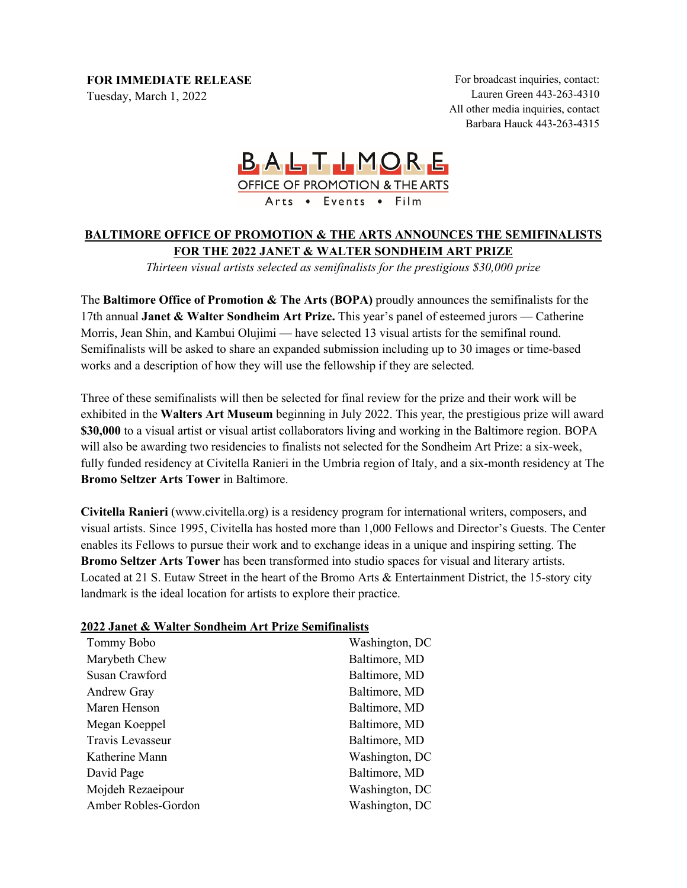**FOR IMMEDIATE RELEASE**
Tuesday, March 1, 2022

For broadcast inquiries, contact:
Lauren Green 443-263-4310
All other media inquiries, contact
Barbara Hauck 443-263-4315

BALTIMORE
OFFICE OF PROMOTION & THE ARTS
Arts • Events • Film

## BALTIMORE OFFICE OF PROMOTION & THE ARTS ANNOUNCES THE SEMIFINALISTS FOR THE 2022 JANET & WALTER SONDHEIM ART PRIZE

*Thirteen visual artists selected as semifinalists for the prestigious $30,000 prize*

The **Baltimore Office of Promotion & The Arts (BOPA)** proudly announces the semifinalists for the 17th annual **Janet & Walter Sondheim Art Prize.** This year's panel of esteemed jurors — Catherine Morris, Jean Shin, and Kambui Olujimi — have selected 13 visual artists for the semifinal round. Semifinalists will be asked to share an expanded submission including up to 30 images or time-based works and a description of how they will use the fellowship if they are selected.

Three of these semifinalists will then be selected for final review for the prize and their work will be exhibited in the **Walters Art Museum** beginning in July 2022. This year, the prestigious prize will award **$30,000** to a visual artist or visual artist collaborators living and working in the Baltimore region. BOPA will also be awarding two residencies to finalists not selected for the Sondheim Art Prize: a six-week, fully funded residency at Civitella Ranieri in the Umbria region of Italy, and a six-month residency at The **Bromo Seltzer Arts Tower** in Baltimore.

**Civitella Ranieri** (www.civitella.org) is a residency program for international writers, composers, and visual artists. Since 1995, Civitella has hosted more than 1,000 Fellows and Director's Guests. The Center enables its Fellows to pursue their work and to exchange ideas in a unique and inspiring setting. The **Bromo Seltzer Arts Tower** has been transformed into studio spaces for visual and literary artists. Located at 21 S. Eutaw Street in the heart of the Bromo Arts & Entertainment District, the 15-story city landmark is the ideal location for artists to explore their practice.

**2022 Janet & Walter Sondheim Art Prize Semifinalists**

| | |
|---|---|
| Tommy Bobo | Washington, DC |
| Marybeth Chew | Baltimore, MD |
| Susan Crawford | Baltimore, MD |
| Andrew Gray | Baltimore, MD |
| Maren Henson | Baltimore, MD |
| Megan Koeppel | Baltimore, MD |
| Travis Levasseur | Baltimore, MD |
| Katherine Mann | Washington, DC |
| David Page | Baltimore, MD |
| Mojdeh Rezaeipour | Washington, DC |
| Amber Robles-Gordon | Washington, DC |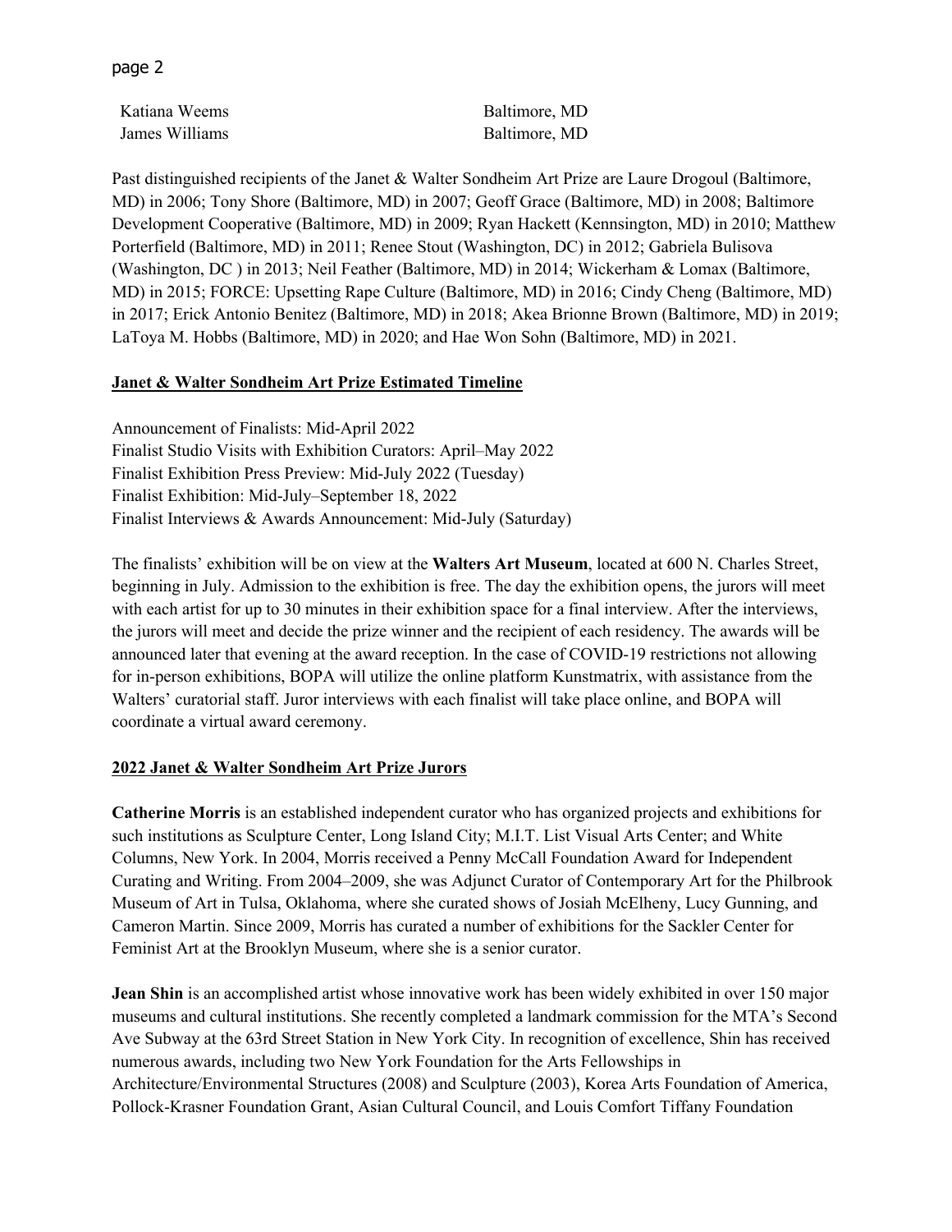| | |
|---|---|
| Katiana Weems | Baltimore, MD |
| James Williams | Baltimore, MD |

Past distinguished recipients of the Janet & Walter Sondheim Art Prize are Laure Drogoul (Baltimore, MD) in 2006; Tony Shore (Baltimore, MD) in 2007; Geoff Grace (Baltimore, MD) in 2008; Baltimore Development Cooperative (Baltimore, MD) in 2009; Ryan Hackett (Kennsington, MD) in 2010; Matthew Porterfield (Baltimore, MD) in 2011; Renee Stout (Washington, DC) in 2012; Gabriela Bulisova (Washington, DC ) in 2013; Neil Feather (Baltimore, MD) in 2014; Wickerham & Lomax (Baltimore, MD) in 2015; FORCE: Upsetting Rape Culture (Baltimore, MD) in 2016; Cindy Cheng (Baltimore, MD) in 2017; Erick Antonio Benitez (Baltimore, MD) in 2018; Akea Brionne Brown (Baltimore, MD) in 2019; LaToya M. Hobbs (Baltimore, MD) in 2020; and Hae Won Sohn (Baltimore, MD) in 2021.

## Janet & Walter Sondheim Art Prize Estimated Timeline

Announcement of Finalists: Mid-April 2022
Finalist Studio Visits with Exhibition Curators: April–May 2022
Finalist Exhibition Press Preview: Mid-July 2022 (Tuesday)
Finalist Exhibition: Mid-July–September 18, 2022
Finalist Interviews & Awards Announcement: Mid-July (Saturday)

The finalists' exhibition will be on view at the **Walters Art Museum**, located at 600 N. Charles Street, beginning in July. Admission to the exhibition is free. The day the exhibition opens, the jurors will meet with each artist for up to 30 minutes in their exhibition space for a final interview. After the interviews, the jurors will meet and decide the prize winner and the recipient of each residency. The awards will be announced later that evening at the award reception. In the case of COVID-19 restrictions not allowing for in-person exhibitions, BOPA will utilize the online platform Kunstmatrix, with assistance from the Walters' curatorial staff. Juror interviews with each finalist will take place online, and BOPA will coordinate a virtual award ceremony.

## 2022 Janet & Walter Sondheim Art Prize Jurors

**Catherine Morris** is an established independent curator who has organized projects and exhibitions for such institutions as Sculpture Center, Long Island City; M.I.T. List Visual Arts Center; and White Columns, New York. In 2004, Morris received a Penny McCall Foundation Award for Independent Curating and Writing. From 2004–2009, she was Adjunct Curator of Contemporary Art for the Philbrook Museum of Art in Tulsa, Oklahoma, where she curated shows of Josiah McElheny, Lucy Gunning, and Cameron Martin. Since 2009, Morris has curated a number of exhibitions for the Sackler Center for Feminist Art at the Brooklyn Museum, where she is a senior curator.

**Jean Shin** is an accomplished artist whose innovative work has been widely exhibited in over 150 major museums and cultural institutions. She recently completed a landmark commission for the MTA's Second Ave Subway at the 63rd Street Station in New York City. In recognition of excellence, Shin has received numerous awards, including two New York Foundation for the Arts Fellowships in Architecture/Environmental Structures (2008) and Sculpture (2003), Korea Arts Foundation of America, Pollock-Krasner Foundation Grant, Asian Cultural Council, and Louis Comfort Tiffany Foundation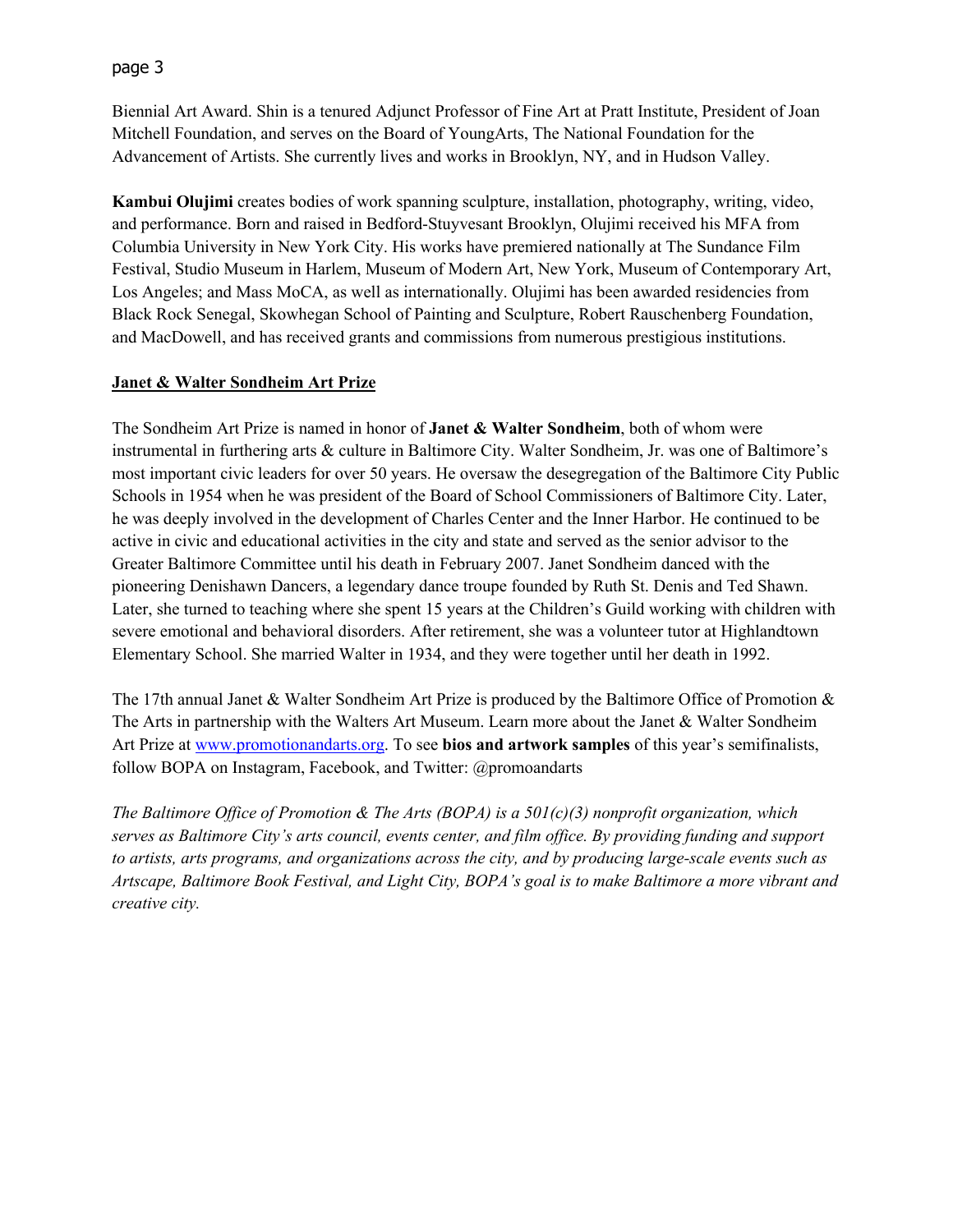Biennial Art Award. Shin is a tenured Adjunct Professor of Fine Art at Pratt Institute, President of Joan Mitchell Foundation, and serves on the Board of YoungArts, The National Foundation for the Advancement of Artists. She currently lives and works in Brooklyn, NY, and in Hudson Valley.

**Kambui Olujimi** creates bodies of work spanning sculpture, installation, photography, writing, video, and performance. Born and raised in Bedford-Stuyvesant Brooklyn, Olujimi received his MFA from Columbia University in New York City. His works have premiered nationally at The Sundance Film Festival, Studio Museum in Harlem, Museum of Modern Art, New York, Museum of Contemporary Art, Los Angeles; and Mass MoCA, as well as internationally. Olujimi has been awarded residencies from Black Rock Senegal, Skowhegan School of Painting and Sculpture, Robert Rauschenberg Foundation, and MacDowell, and has received grants and commissions from numerous prestigious institutions.

**Janet & Walter Sondheim Art Prize**

The Sondheim Art Prize is named in honor of **Janet & Walter Sondheim**, both of whom were instrumental in furthering arts & culture in Baltimore City. Walter Sondheim, Jr. was one of Baltimore's most important civic leaders for over 50 years. He oversaw the desegregation of the Baltimore City Public Schools in 1954 when he was president of the Board of School Commissioners of Baltimore City. Later, he was deeply involved in the development of Charles Center and the Inner Harbor. He continued to be active in civic and educational activities in the city and state and served as the senior advisor to the Greater Baltimore Committee until his death in February 2007. Janet Sondheim danced with the pioneering Denishawn Dancers, a legendary dance troupe founded by Ruth St. Denis and Ted Shawn. Later, she turned to teaching where she spent 15 years at the Children's Guild working with children with severe emotional and behavioral disorders. After retirement, she was a volunteer tutor at Highlandtown Elementary School. She married Walter in 1934, and they were together until her death in 1992.

The 17th annual Janet & Walter Sondheim Art Prize is produced by the Baltimore Office of Promotion & The Arts in partnership with the Walters Art Museum. Learn more about the Janet & Walter Sondheim Art Prize at [www.promotionandarts.org](http://www.promotionandarts.org). To see **bios and artwork samples** of this year's semifinalists, follow BOPA on Instagram, Facebook, and Twitter: @promoandarts

*The Baltimore Office of Promotion & The Arts (BOPA) is a 501(c)(3) nonprofit organization, which serves as Baltimore City's arts council, events center, and film office. By providing funding and support to artists, arts programs, and organizations across the city, and by producing large-scale events such as Artscape, Baltimore Book Festival, and Light City, BOPA's goal is to make Baltimore a more vibrant and creative city.*